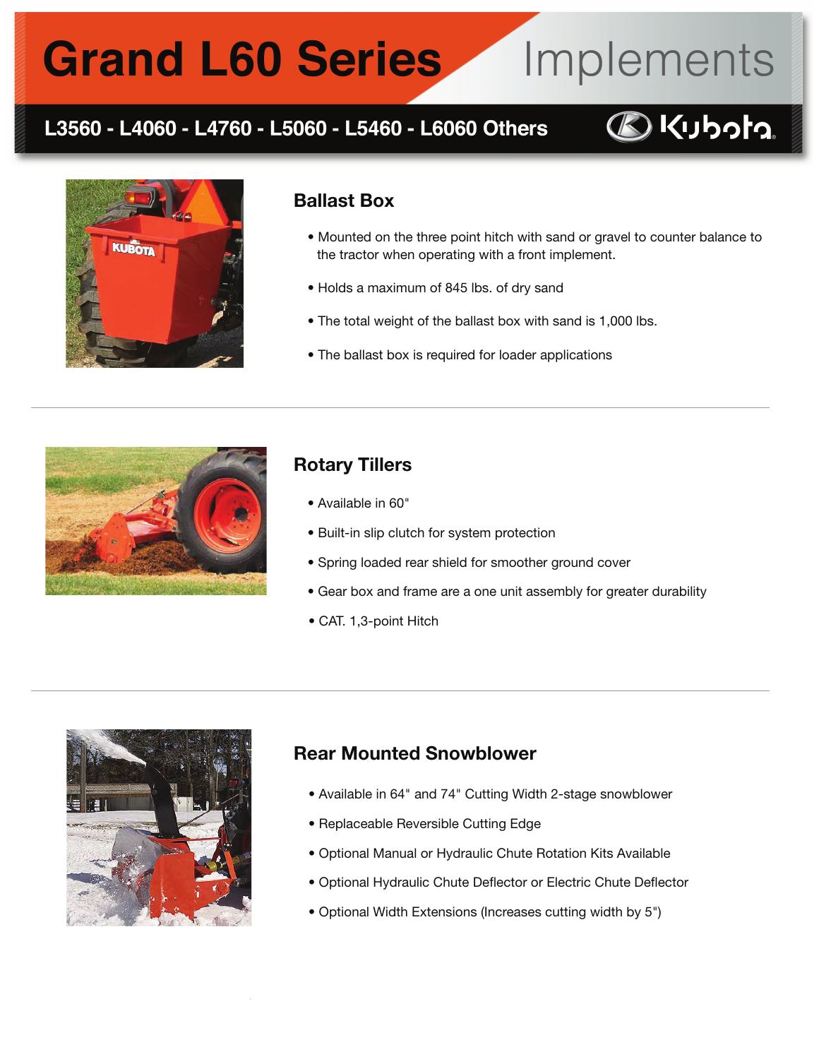# Grand L60 Series Implements

**L3560 - L4060 - L4760 - L5060 - L5460 - L6060 Others**

Kubota

## Ballast Box

- Mounted on the three point hitch with sand or gravel to counter balance to the tractor when operating with a front implement.
- Holds a maximum of 845 lbs. of dry sand
- The total weight of the ballast box with sand is 1,000 lbs.
- The ballast box is required for loader applications

## Rotary Tillers

- Available in 60"
- Built-in slip clutch for system protection
- Spring loaded rear shield for smoother ground cover
- Gear box and frame are a one unit assembly for greater durability
- CAT. 1,3-point Hitch

## Rear Mounted Snowblower

- Available in 64" and 74" Cutting Width 2-stage snowblower
- Replaceable Reversible Cutting Edge
- Optional Manual or Hydraulic Chute Rotation Kits Available
- Optional Hydraulic Chute Deflector or Electric Chute Deflector
- Optional Width Extensions (Increases cutting width by 5")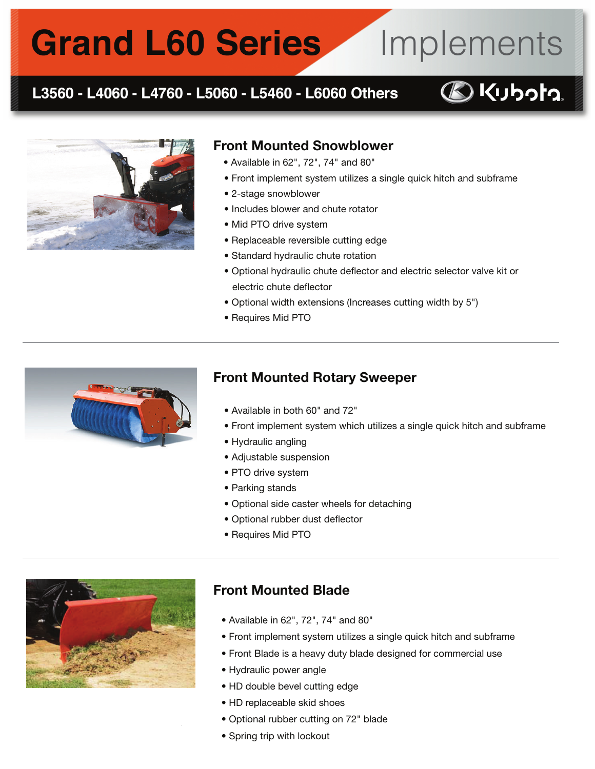# Grand L60 Series Implements

**L3560 - L4060 - L4760 - L5060 - L5460 - L6060 Others**

Kubota

## Front Mounted Snowblower

- Available in 62", 72", 74" and 80"
- Front implement system utilizes a single quick hitch and subframe
- 2-stage snowblower
- Includes blower and chute rotator
- Mid PTO drive system
- Replaceable reversible cutting edge
- Standard hydraulic chute rotation
- Optional hydraulic chute deflector and electric selector valve kit or electric chute deflector
- Optional width extensions (Increases cutting width by 5")
- Requires Mid PTO

---

## Front Mounted Rotary Sweeper

- Available in both 60" and 72"
- Front implement system which utilizes a single quick hitch and subframe
- Hydraulic angling
- Adjustable suspension
- PTO drive system
- Parking stands
- Optional side caster wheels for detaching
- Optional rubber dust deflector
- Requires Mid PTO

---

## Front Mounted Blade

- Available in 62", 72", 74" and 80"
- Front implement system utilizes a single quick hitch and subframe
- Front Blade is a heavy duty blade designed for commercial use
- Hydraulic power angle
- HD double bevel cutting edge
- HD replaceable skid shoes
- Optional rubber cutting on 72" blade
- Spring trip with lockout